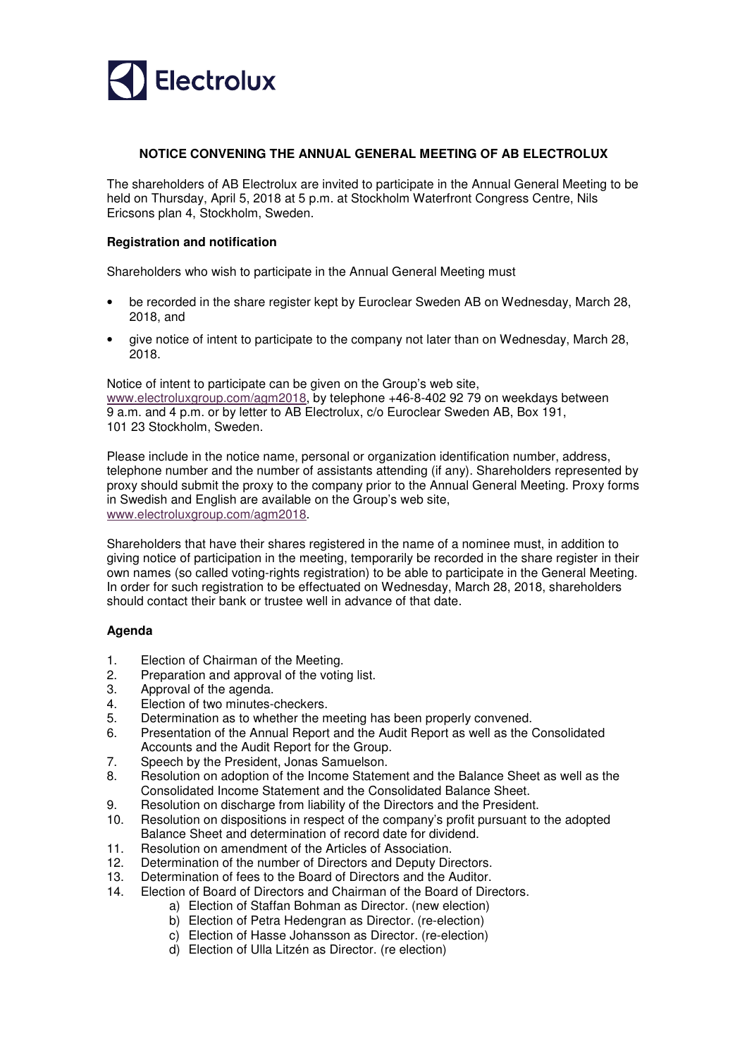# NOTICE CONVENING THE ANNUAL GENERAL MEETING OF AB ELECTROLUX

The shareholders of AB Electrolux are invited to participate in the Annual General Meeting to be held on Thursday, April 5, 2018 at 5 p.m. at Stockholm Waterfront Congress Centre, Nils Ericsons plan 4, Stockholm, Sweden.

### Registration and notification

Shareholders who wish to participate in the Annual General Meeting must

- be recorded in the share register kept by Euroclear Sweden AB on Wednesday, March 28, 2018, and
- give notice of intent to participate to the company not later than on Wednesday, March 28, 2018.

Notice of intent to participate can be given on the Group's web site, www.electroluxgroup.com/agm2018, by telephone +46-8-402 92 79 on weekdays between 9 a.m. and 4 p.m. or by letter to AB Electrolux, c/o Euroclear Sweden AB, Box 191, 101 23 Stockholm, Sweden.

Please include in the notice name, personal or organization identification number, address, telephone number and the number of assistants attending (if any). Shareholders represented by proxy should submit the proxy to the company prior to the Annual General Meeting. Proxy forms in Swedish and English are available on the Group's web site, www.electroluxgroup.com/agm2018.

Shareholders that have their shares registered in the name of a nominee must, in addition to giving notice of participation in the meeting, temporarily be recorded in the share register in their own names (so called voting-rights registration) to be able to participate in the General Meeting. In order for such registration to be effectuated on Wednesday, March 28, 2018, shareholders should contact their bank or trustee well in advance of that date.

### Agenda

1. Election of Chairman of the Meeting.
2. Preparation and approval of the voting list.
3. Approval of the agenda.
4. Election of two minutes-checkers.
5. Determination as to whether the meeting has been properly convened.
6. Presentation of the Annual Report and the Audit Report as well as the Consolidated Accounts and the Audit Report for the Group.
7. Speech by the President, Jonas Samuelson.
8. Resolution on adoption of the Income Statement and the Balance Sheet as well as the Consolidated Income Statement and the Consolidated Balance Sheet.
9. Resolution on discharge from liability of the Directors and the President.
10. Resolution on dispositions in respect of the company's profit pursuant to the adopted Balance Sheet and determination of record date for dividend.
11. Resolution on amendment of the Articles of Association.
12. Determination of the number of Directors and Deputy Directors.
13. Determination of fees to the Board of Directors and the Auditor.
14. Election of Board of Directors and Chairman of the Board of Directors.
    a) Election of Staffan Bohman as Director. (new election)
    b) Election of Petra Hedengran as Director. (re-election)
    c) Election of Hasse Johansson as Director. (re-election)
    d) Election of Ulla Litzén as Director. (re election)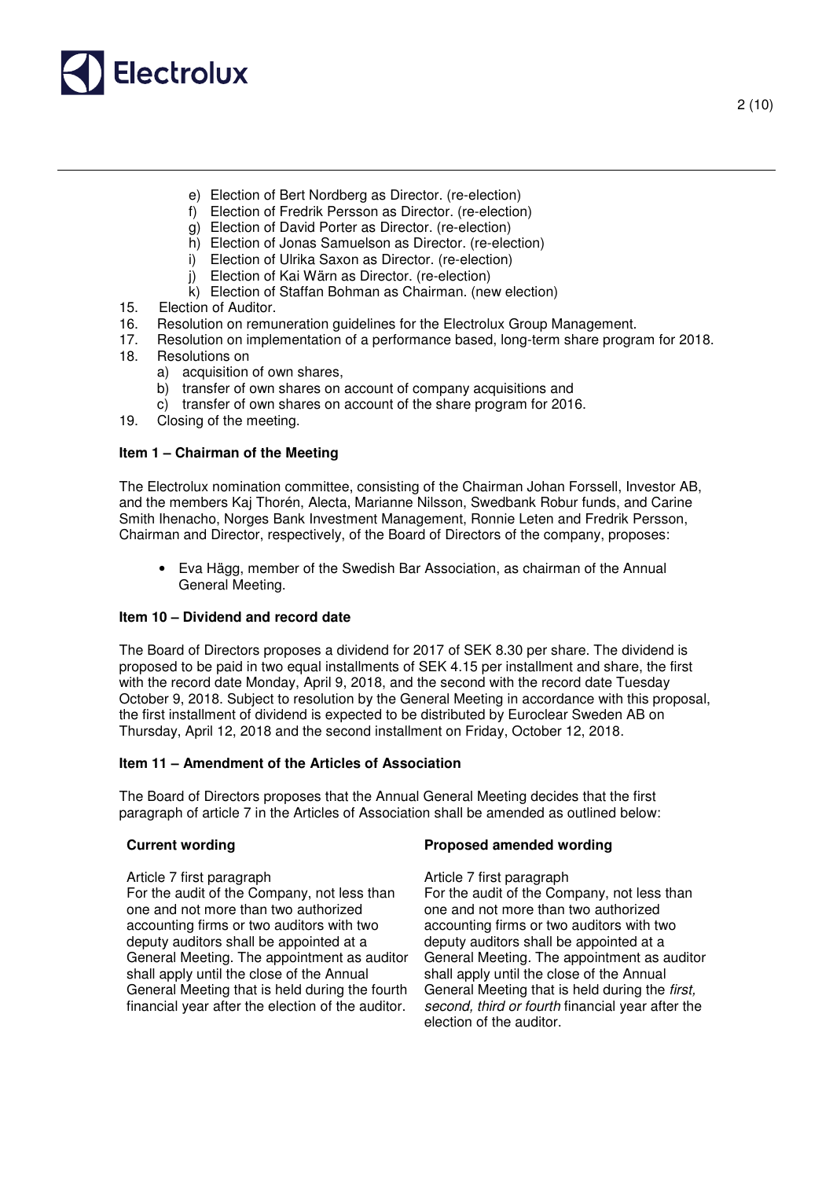e) Election of Bert Nordberg as Director. (re-election)
   f) Election of Fredrik Persson as Director. (re-election)
   g) Election of David Porter as Director. (re-election)
   h) Election of Jonas Samuelson as Director. (re-election)
   i) Election of Ulrika Saxon as Director. (re-election)
   j) Election of Kai Wärn as Director. (re-election)
   k) Election of Staffan Bohman as Chairman. (new election)

15. Election of Auditor.
16. Resolution on remuneration guidelines for the Electrolux Group Management.
17. Resolution on implementation of a performance based, long-term share program for 2018.
18. Resolutions on
    a) acquisition of own shares,
    b) transfer of own shares on account of company acquisitions and
    c) transfer of own shares on account of the share program for 2016.
19. Closing of the meeting.

### Item 1 – Chairman of the Meeting

The Electrolux nomination committee, consisting of the Chairman Johan Forssell, Investor AB, and the members Kaj Thorén, Alecta, Marianne Nilsson, Swedbank Robur funds, and Carine Smith Ihenacho, Norges Bank Investment Management, Ronnie Leten and Fredrik Persson, Chairman and Director, respectively, of the Board of Directors of the company, proposes:

- Eva Hägg, member of the Swedish Bar Association, as chairman of the Annual General Meeting.

### Item 10 – Dividend and record date

The Board of Directors proposes a dividend for 2017 of SEK 8.30 per share. The dividend is proposed to be paid in two equal installments of SEK 4.15 per installment and share, the first with the record date Monday, April 9, 2018, and the second with the record date Tuesday October 9, 2018. Subject to resolution by the General Meeting in accordance with this proposal, the first installment of dividend is expected to be distributed by Euroclear Sweden AB on Thursday, April 12, 2018 and the second installment on Friday, October 12, 2018.

### Item 11 – Amendment of the Articles of Association

The Board of Directors proposes that the Annual General Meeting decides that the first paragraph of article 7 in the Articles of Association shall be amended as outlined below:

| Current wording | Proposed amended wording |
|---|---|
| Article 7 first paragraph<br>For the audit of the Company, not less than one and not more than two authorized accounting firms or two auditors with two deputy auditors shall be appointed at a General Meeting. The appointment as auditor shall apply until the close of the Annual General Meeting that is held during the fourth financial year after the election of the auditor. | Article 7 first paragraph<br>For the audit of the Company, not less than one and not more than two authorized accounting firms or two auditors with two deputy auditors shall be appointed at a General Meeting. The appointment as auditor shall apply until the close of the Annual General Meeting that is held during the *first, second, third or fourth* financial year after the election of the auditor. |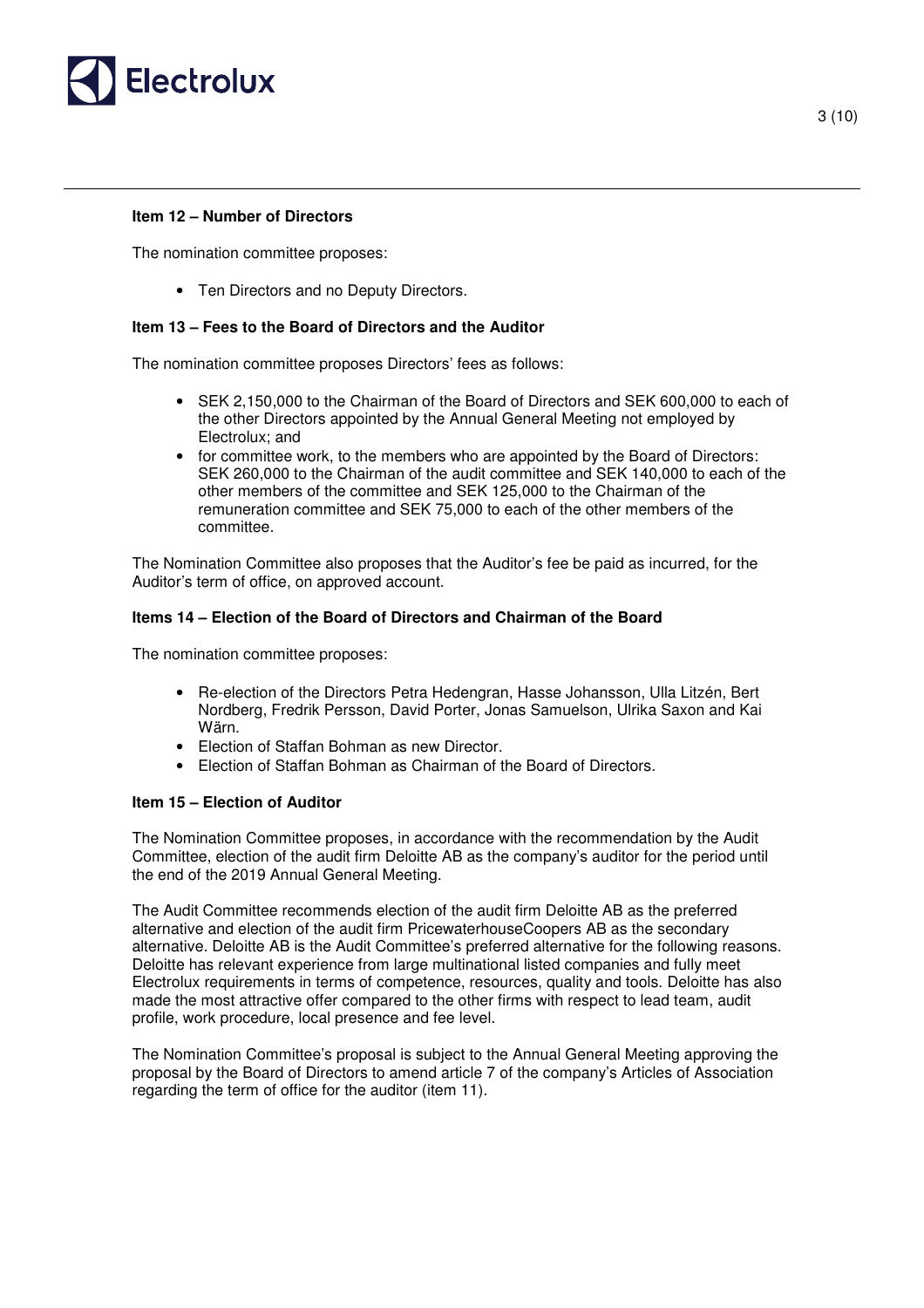**Item 12 – Number of Directors**

The nomination committee proposes:

- Ten Directors and no Deputy Directors.

**Item 13 – Fees to the Board of Directors and the Auditor**

The nomination committee proposes Directors' fees as follows:

- SEK 2,150,000 to the Chairman of the Board of Directors and SEK 600,000 to each of the other Directors appointed by the Annual General Meeting not employed by Electrolux; and
- for committee work, to the members who are appointed by the Board of Directors: SEK 260,000 to the Chairman of the audit committee and SEK 140,000 to each of the other members of the committee and SEK 125,000 to the Chairman of the remuneration committee and SEK 75,000 to each of the other members of the committee.

The Nomination Committee also proposes that the Auditor's fee be paid as incurred, for the Auditor's term of office, on approved account.

**Items 14 – Election of the Board of Directors and Chairman of the Board**

The nomination committee proposes:

- Re-election of the Directors Petra Hedengran, Hasse Johansson, Ulla Litzén, Bert Nordberg, Fredrik Persson, David Porter, Jonas Samuelson, Ulrika Saxon and Kai Wärn.
- Election of Staffan Bohman as new Director.
- Election of Staffan Bohman as Chairman of the Board of Directors.

**Item 15 – Election of Auditor**

The Nomination Committee proposes, in accordance with the recommendation by the Audit Committee, election of the audit firm Deloitte AB as the company's auditor for the period until the end of the 2019 Annual General Meeting.

The Audit Committee recommends election of the audit firm Deloitte AB as the preferred alternative and election of the audit firm PricewaterhouseCoopers AB as the secondary alternative. Deloitte AB is the Audit Committee's preferred alternative for the following reasons. Deloitte has relevant experience from large multinational listed companies and fully meet Electrolux requirements in terms of competence, resources, quality and tools. Deloitte has also made the most attractive offer compared to the other firms with respect to lead team, audit profile, work procedure, local presence and fee level.

The Nomination Committee's proposal is subject to the Annual General Meeting approving the proposal by the Board of Directors to amend article 7 of the company's Articles of Association regarding the term of office for the auditor (item 11).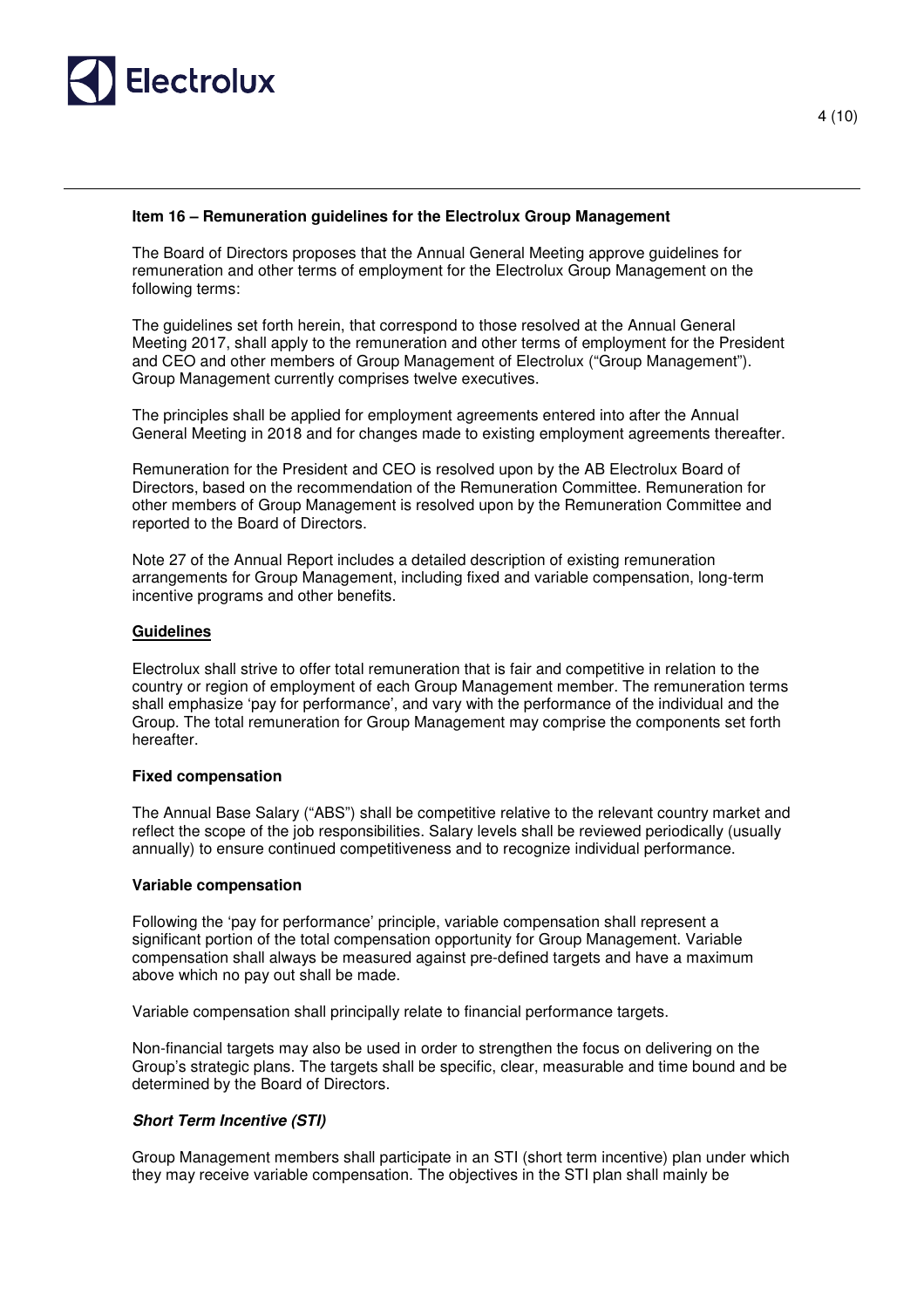**Item 16 – Remuneration guidelines for the Electrolux Group Management**

The Board of Directors proposes that the Annual General Meeting approve guidelines for remuneration and other terms of employment for the Electrolux Group Management on the following terms:

The guidelines set forth herein, that correspond to those resolved at the Annual General Meeting 2017, shall apply to the remuneration and other terms of employment for the President and CEO and other members of Group Management of Electrolux ("Group Management"). Group Management currently comprises twelve executives.

The principles shall be applied for employment agreements entered into after the Annual General Meeting in 2018 and for changes made to existing employment agreements thereafter.

Remuneration for the President and CEO is resolved upon by the AB Electrolux Board of Directors, based on the recommendation of the Remuneration Committee. Remuneration for other members of Group Management is resolved upon by the Remuneration Committee and reported to the Board of Directors.

Note 27 of the Annual Report includes a detailed description of existing remuneration arrangements for Group Management, including fixed and variable compensation, long-term incentive programs and other benefits.

**Guidelines**

Electrolux shall strive to offer total remuneration that is fair and competitive in relation to the country or region of employment of each Group Management member. The remuneration terms shall emphasize 'pay for performance', and vary with the performance of the individual and the Group. The total remuneration for Group Management may comprise the components set forth hereafter.

**Fixed compensation**

The Annual Base Salary ("ABS") shall be competitive relative to the relevant country market and reflect the scope of the job responsibilities. Salary levels shall be reviewed periodically (usually annually) to ensure continued competitiveness and to recognize individual performance.

**Variable compensation**

Following the 'pay for performance' principle, variable compensation shall represent a significant portion of the total compensation opportunity for Group Management. Variable compensation shall always be measured against pre-defined targets and have a maximum above which no pay out shall be made.

Variable compensation shall principally relate to financial performance targets.

Non-financial targets may also be used in order to strengthen the focus on delivering on the Group's strategic plans. The targets shall be specific, clear, measurable and time bound and be determined by the Board of Directors.

***Short Term Incentive (STI)***

Group Management members shall participate in an STI (short term incentive) plan under which they may receive variable compensation. The objectives in the STI plan shall mainly be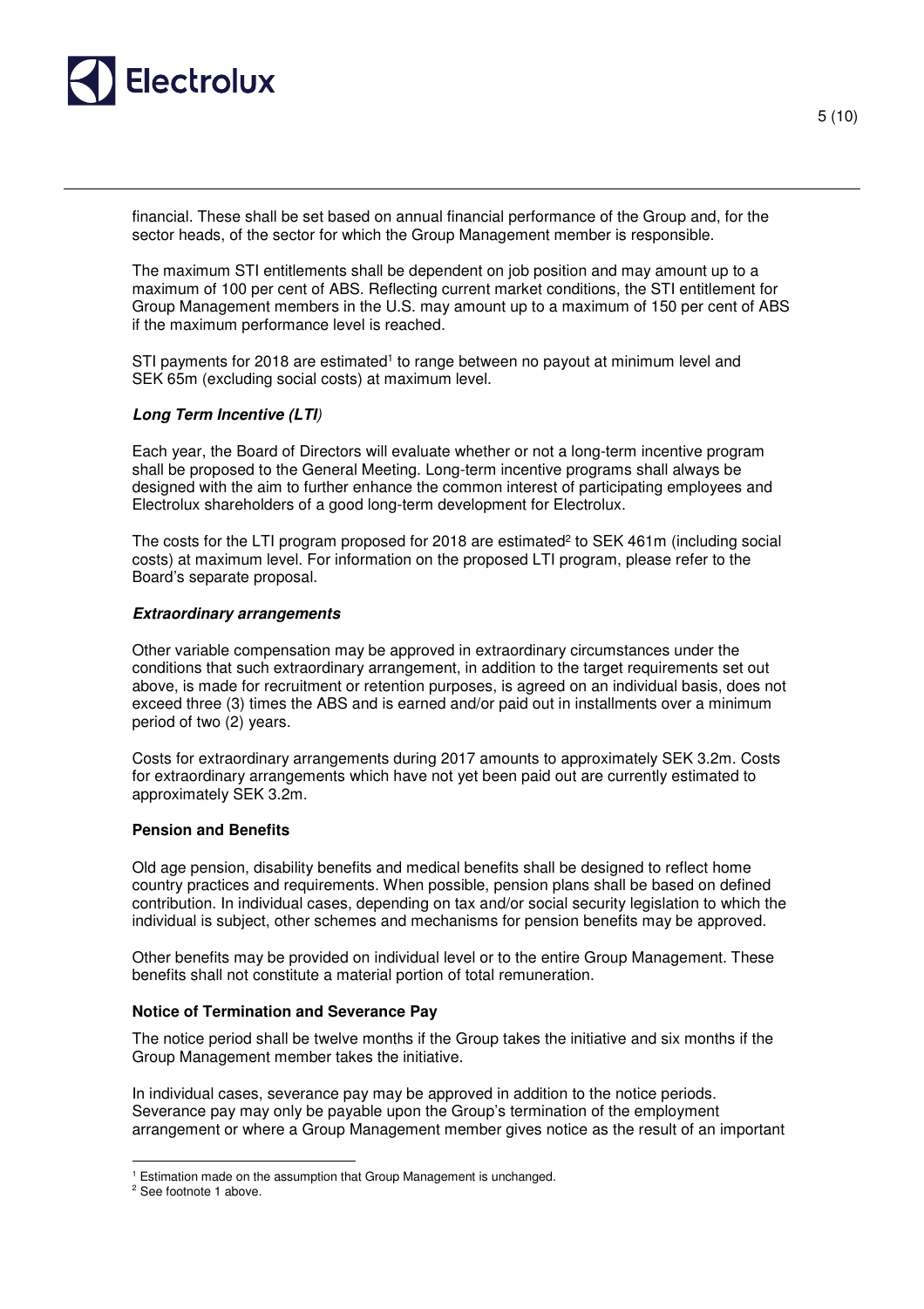financial. These shall be set based on annual financial performance of the Group and, for the sector heads, of the sector for which the Group Management member is responsible.

The maximum STI entitlements shall be dependent on job position and may amount up to a maximum of 100 per cent of ABS. Reflecting current market conditions, the STI entitlement for Group Management members in the U.S. may amount up to a maximum of 150 per cent of ABS if the maximum performance level is reached.

STI payments for 2018 are estimated[1] to range between no payout at minimum level and SEK 65m (excluding social costs) at maximum level.

***Long Term Incentive (LTI)***

Each year, the Board of Directors will evaluate whether or not a long-term incentive program shall be proposed to the General Meeting. Long-term incentive programs shall always be designed with the aim to further enhance the common interest of participating employees and Electrolux shareholders of a good long-term development for Electrolux.

The costs for the LTI program proposed for 2018 are estimated[2] to SEK 461m (including social costs) at maximum level. For information on the proposed LTI program, please refer to the Board's separate proposal.

***Extraordinary arrangements***

Other variable compensation may be approved in extraordinary circumstances under the conditions that such extraordinary arrangement, in addition to the target requirements set out above, is made for recruitment or retention purposes, is agreed on an individual basis, does not exceed three (3) times the ABS and is earned and/or paid out in installments over a minimum period of two (2) years.

Costs for extraordinary arrangements during 2017 amounts to approximately SEK 3.2m. Costs for extraordinary arrangements which have not yet been paid out are currently estimated to approximately SEK 3.2m.

**Pension and Benefits**

Old age pension, disability benefits and medical benefits shall be designed to reflect home country practices and requirements. When possible, pension plans shall be based on defined contribution. In individual cases, depending on tax and/or social security legislation to which the individual is subject, other schemes and mechanisms for pension benefits may be approved.

Other benefits may be provided on individual level or to the entire Group Management. These benefits shall not constitute a material portion of total remuneration.

**Notice of Termination and Severance Pay**

The notice period shall be twelve months if the Group takes the initiative and six months if the Group Management member takes the initiative.

In individual cases, severance pay may be approved in addition to the notice periods. Severance pay may only be payable upon the Group's termination of the employment arrangement or where a Group Management member gives notice as the result of an important

---

[1] Estimation made on the assumption that Group Management is unchanged.

[2] See footnote 1 above.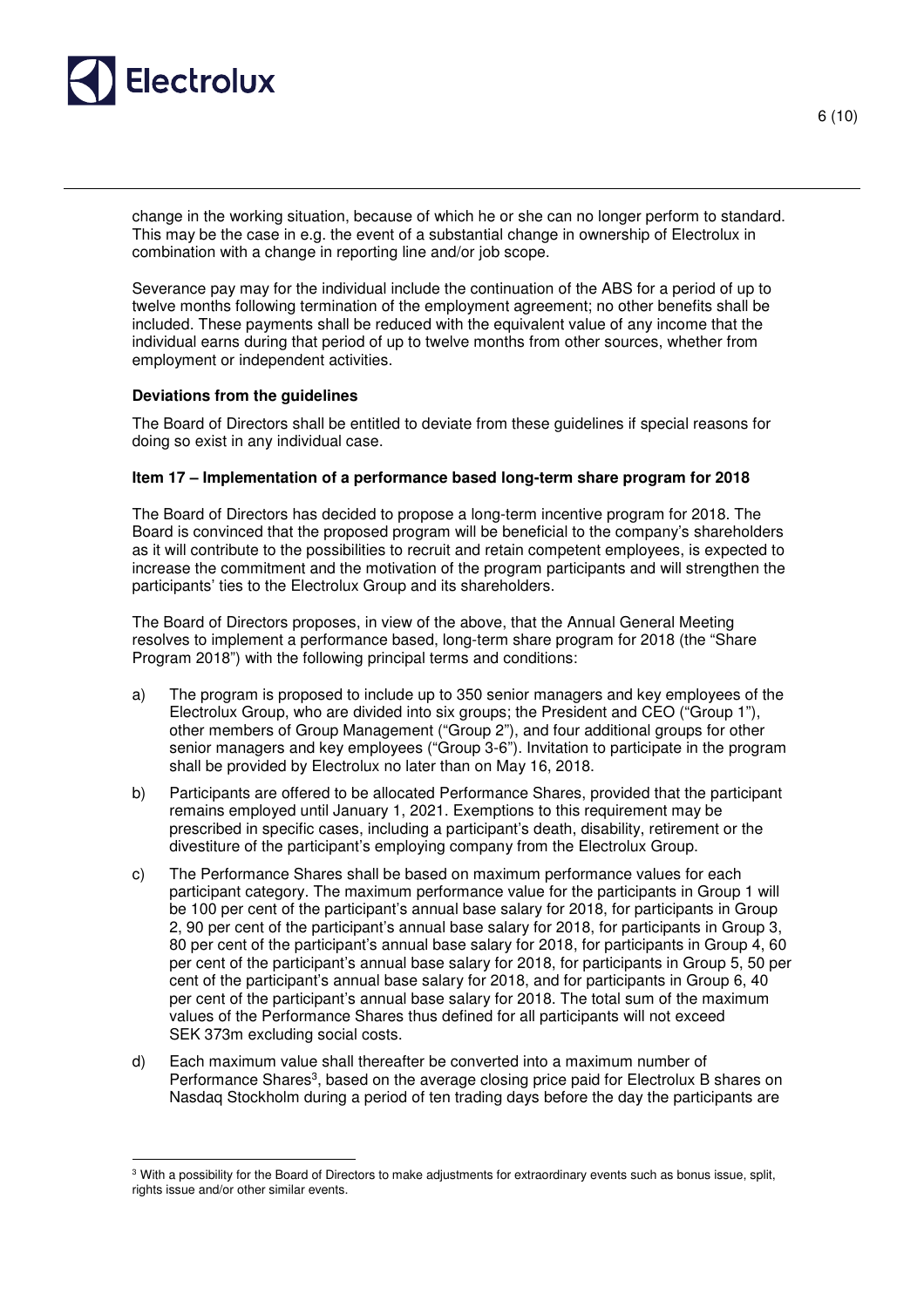change in the working situation, because of which he or she can no longer perform to standard. This may be the case in e.g. the event of a substantial change in ownership of Electrolux in combination with a change in reporting line and/or job scope.

Severance pay may for the individual include the continuation of the ABS for a period of up to twelve months following termination of the employment agreement; no other benefits shall be included. These payments shall be reduced with the equivalent value of any income that the individual earns during that period of up to twelve months from other sources, whether from employment or independent activities.

**Deviations from the guidelines**

The Board of Directors shall be entitled to deviate from these guidelines if special reasons for doing so exist in any individual case.

**Item 17 – Implementation of a performance based long-term share program for 2018**

The Board of Directors has decided to propose a long-term incentive program for 2018. The Board is convinced that the proposed program will be beneficial to the company's shareholders as it will contribute to the possibilities to recruit and retain competent employees, is expected to increase the commitment and the motivation of the program participants and will strengthen the participants' ties to the Electrolux Group and its shareholders.

The Board of Directors proposes, in view of the above, that the Annual General Meeting resolves to implement a performance based, long-term share program for 2018 (the "Share Program 2018") with the following principal terms and conditions:

a) The program is proposed to include up to 350 senior managers and key employees of the Electrolux Group, who are divided into six groups; the President and CEO ("Group 1"), other members of Group Management ("Group 2"), and four additional groups for other senior managers and key employees ("Group 3-6"). Invitation to participate in the program shall be provided by Electrolux no later than on May 16, 2018.

b) Participants are offered to be allocated Performance Shares, provided that the participant remains employed until January 1, 2021. Exemptions to this requirement may be prescribed in specific cases, including a participant's death, disability, retirement or the divestiture of the participant's employing company from the Electrolux Group.

c) The Performance Shares shall be based on maximum performance values for each participant category. The maximum performance value for the participants in Group 1 will be 100 per cent of the participant's annual base salary for 2018, for participants in Group 2, 90 per cent of the participant's annual base salary for 2018, for participants in Group 3, 80 per cent of the participant's annual base salary for 2018, for participants in Group 4, 60 per cent of the participant's annual base salary for 2018, for participants in Group 5, 50 per cent of the participant's annual base salary for 2018, and for participants in Group 6, 40 per cent of the participant's annual base salary for 2018. The total sum of the maximum values of the Performance Shares thus defined for all participants will not exceed SEK 373m excluding social costs.

d) Each maximum value shall thereafter be converted into a maximum number of Performance Shares[3], based on the average closing price paid for Electrolux B shares on Nasdaq Stockholm during a period of ten trading days before the day the participants are

[3] With a possibility for the Board of Directors to make adjustments for extraordinary events such as bonus issue, split, rights issue and/or other similar events.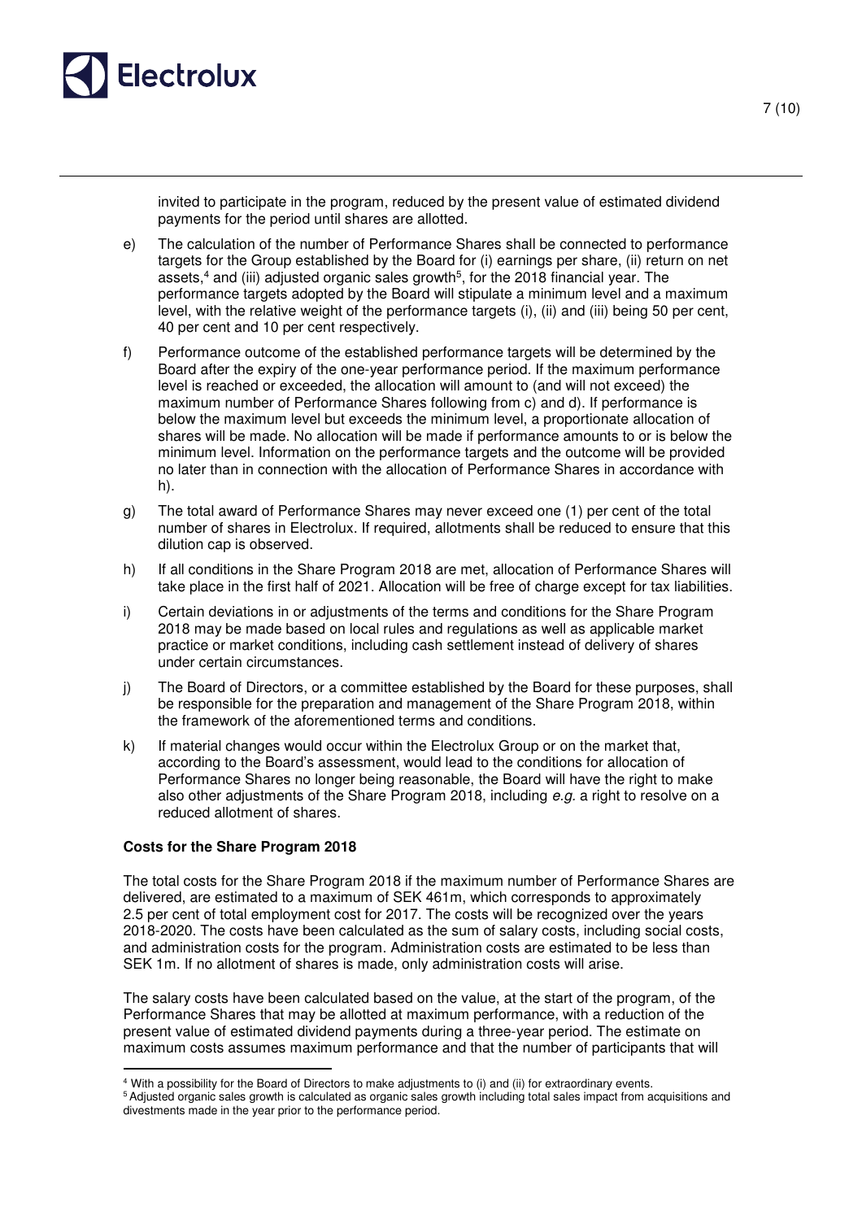invited to participate in the program, reduced by the present value of estimated dividend payments for the period until shares are allotted.

e) The calculation of the number of Performance Shares shall be connected to performance targets for the Group established by the Board for (i) earnings per share, (ii) return on net assets,[4] and (iii) adjusted organic sales growth[5], for the 2018 financial year. The performance targets adopted by the Board will stipulate a minimum level and a maximum level, with the relative weight of the performance targets (i), (ii) and (iii) being 50 per cent, 40 per cent and 10 per cent respectively.

f) Performance outcome of the established performance targets will be determined by the Board after the expiry of the one-year performance period. If the maximum performance level is reached or exceeded, the allocation will amount to (and will not exceed) the maximum number of Performance Shares following from c) and d). If performance is below the maximum level but exceeds the minimum level, a proportionate allocation of shares will be made. No allocation will be made if performance amounts to or is below the minimum level. Information on the performance targets and the outcome will be provided no later than in connection with the allocation of Performance Shares in accordance with h).

g) The total award of Performance Shares may never exceed one (1) per cent of the total number of shares in Electrolux. If required, allotments shall be reduced to ensure that this dilution cap is observed.

h) If all conditions in the Share Program 2018 are met, allocation of Performance Shares will take place in the first half of 2021. Allocation will be free of charge except for tax liabilities.

i) Certain deviations in or adjustments of the terms and conditions for the Share Program 2018 may be made based on local rules and regulations as well as applicable market practice or market conditions, including cash settlement instead of delivery of shares under certain circumstances.

j) The Board of Directors, or a committee established by the Board for these purposes, shall be responsible for the preparation and management of the Share Program 2018, within the framework of the aforementioned terms and conditions.

k) If material changes would occur within the Electrolux Group or on the market that, according to the Board's assessment, would lead to the conditions for allocation of Performance Shares no longer being reasonable, the Board will have the right to make also other adjustments of the Share Program 2018, including *e.g.* a right to resolve on a reduced allotment of shares.

**Costs for the Share Program 2018**

The total costs for the Share Program 2018 if the maximum number of Performance Shares are delivered, are estimated to a maximum of SEK 461m, which corresponds to approximately 2.5 per cent of total employment cost for 2017. The costs will be recognized over the years 2018-2020. The costs have been calculated as the sum of salary costs, including social costs, and administration costs for the program. Administration costs are estimated to be less than SEK 1m. If no allotment of shares is made, only administration costs will arise.

The salary costs have been calculated based on the value, at the start of the program, of the Performance Shares that may be allotted at maximum performance, with a reduction of the present value of estimated dividend payments during a three-year period. The estimate on maximum costs assumes maximum performance and that the number of participants that will

[4] With a possibility for the Board of Directors to make adjustments to (i) and (ii) for extraordinary events.

[5] Adjusted organic sales growth is calculated as organic sales growth including total sales impact from acquisitions and divestments made in the year prior to the performance period.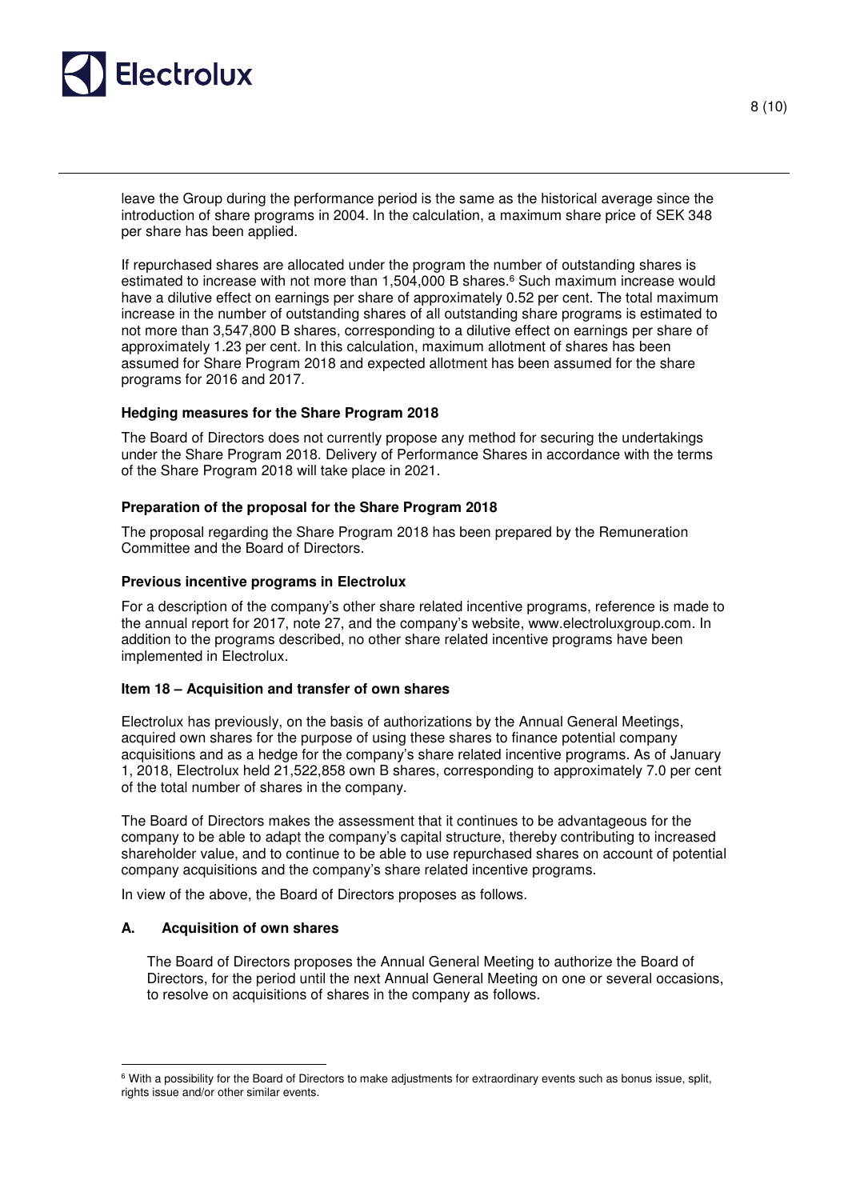leave the Group during the performance period is the same as the historical average since the introduction of share programs in 2004. In the calculation, a maximum share price of SEK 348 per share has been applied.

If repurchased shares are allocated under the program the number of outstanding shares is estimated to increase with not more than 1,504,000 B shares.[6] Such maximum increase would have a dilutive effect on earnings per share of approximately 0.52 per cent. The total maximum increase in the number of outstanding shares of all outstanding share programs is estimated to not more than 3,547,800 B shares, corresponding to a dilutive effect on earnings per share of approximately 1.23 per cent. In this calculation, maximum allotment of shares has been assumed for Share Program 2018 and expected allotment has been assumed for the share programs for 2016 and 2017.

**Hedging measures for the Share Program 2018**

The Board of Directors does not currently propose any method for securing the undertakings under the Share Program 2018. Delivery of Performance Shares in accordance with the terms of the Share Program 2018 will take place in 2021.

**Preparation of the proposal for the Share Program 2018**

The proposal regarding the Share Program 2018 has been prepared by the Remuneration Committee and the Board of Directors.

**Previous incentive programs in Electrolux**

For a description of the company's other share related incentive programs, reference is made to the annual report for 2017, note 27, and the company's website, www.electroluxgroup.com. In addition to the programs described, no other share related incentive programs have been implemented in Electrolux.

**Item 18 – Acquisition and transfer of own shares**

Electrolux has previously, on the basis of authorizations by the Annual General Meetings, acquired own shares for the purpose of using these shares to finance potential company acquisitions and as a hedge for the company's share related incentive programs. As of January 1, 2018, Electrolux held 21,522,858 own B shares, corresponding to approximately 7.0 per cent of the total number of shares in the company.

The Board of Directors makes the assessment that it continues to be advantageous for the company to be able to adapt the company's capital structure, thereby contributing to increased shareholder value, and to continue to be able to use repurchased shares on account of potential company acquisitions and the company's share related incentive programs.

In view of the above, the Board of Directors proposes as follows.

**A. Acquisition of own shares**

The Board of Directors proposes the Annual General Meeting to authorize the Board of Directors, for the period until the next Annual General Meeting on one or several occasions, to resolve on acquisitions of shares in the company as follows.

[6] With a possibility for the Board of Directors to make adjustments for extraordinary events such as bonus issue, split, rights issue and/or other similar events.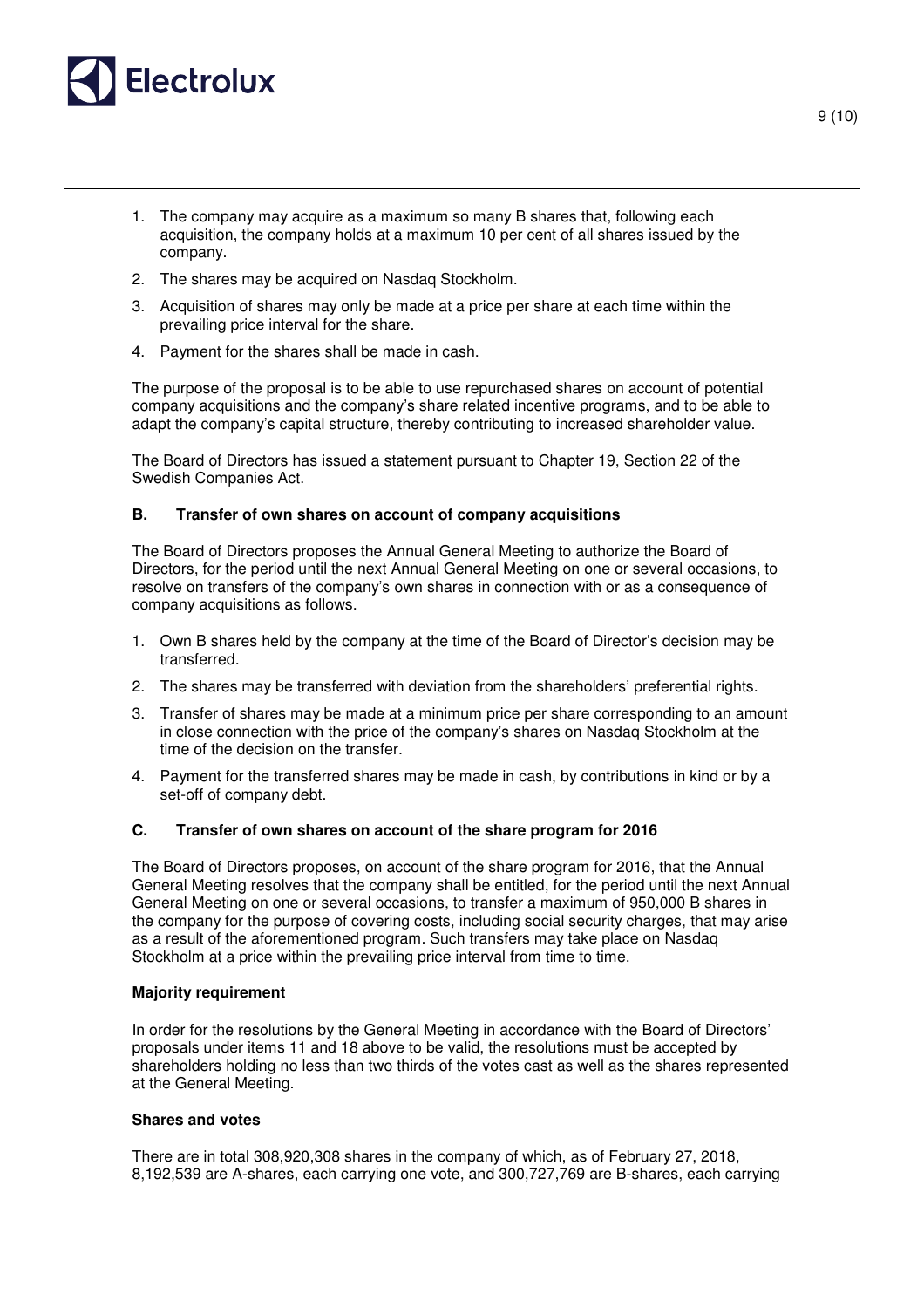1. The company may acquire as a maximum so many B shares that, following each acquisition, the company holds at a maximum 10 per cent of all shares issued by the company.
2. The shares may be acquired on Nasdaq Stockholm.
3. Acquisition of shares may only be made at a price per share at each time within the prevailing price interval for the share.
4. Payment for the shares shall be made in cash.

The purpose of the proposal is to be able to use repurchased shares on account of potential company acquisitions and the company's share related incentive programs, and to be able to adapt the company's capital structure, thereby contributing to increased shareholder value.

The Board of Directors has issued a statement pursuant to Chapter 19, Section 22 of the Swedish Companies Act.

### B. Transfer of own shares on account of company acquisitions

The Board of Directors proposes the Annual General Meeting to authorize the Board of Directors, for the period until the next Annual General Meeting on one or several occasions, to resolve on transfers of the company's own shares in connection with or as a consequence of company acquisitions as follows.

1. Own B shares held by the company at the time of the Board of Director's decision may be transferred.
2. The shares may be transferred with deviation from the shareholders' preferential rights.
3. Transfer of shares may be made at a minimum price per share corresponding to an amount in close connection with the price of the company's shares on Nasdaq Stockholm at the time of the decision on the transfer.
4. Payment for the transferred shares may be made in cash, by contributions in kind or by a set-off of company debt.

### C. Transfer of own shares on account of the share program for 2016

The Board of Directors proposes, on account of the share program for 2016, that the Annual General Meeting resolves that the company shall be entitled, for the period until the next Annual General Meeting on one or several occasions, to transfer a maximum of 950,000 B shares in the company for the purpose of covering costs, including social security charges, that may arise as a result of the aforementioned program. Such transfers may take place on Nasdaq Stockholm at a price within the prevailing price interval from time to time.

**Majority requirement**

In order for the resolutions by the General Meeting in accordance with the Board of Directors' proposals under items 11 and 18 above to be valid, the resolutions must be accepted by shareholders holding no less than two thirds of the votes cast as well as the shares represented at the General Meeting.

**Shares and votes**

There are in total 308,920,308 shares in the company of which, as of February 27, 2018, 8,192,539 are A-shares, each carrying one vote, and 300,727,769 are B-shares, each carrying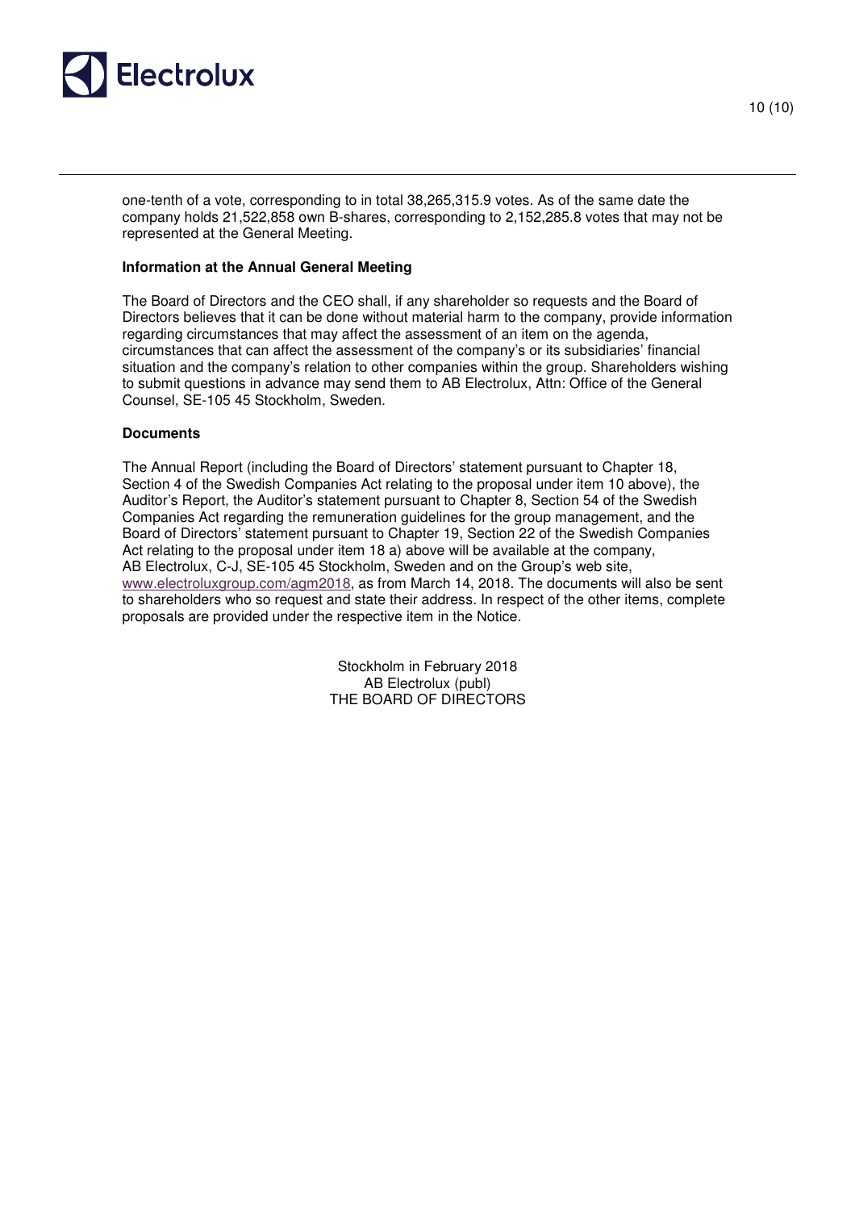one-tenth of a vote, corresponding to in total 38,265,315.9 votes. As of the same date the company holds 21,522,858 own B-shares, corresponding to 2,152,285.8 votes that may not be represented at the General Meeting.

**Information at the Annual General Meeting**

The Board of Directors and the CEO shall, if any shareholder so requests and the Board of Directors believes that it can be done without material harm to the company, provide information regarding circumstances that may affect the assessment of an item on the agenda, circumstances that can affect the assessment of the company's or its subsidiaries' financial situation and the company's relation to other companies within the group. Shareholders wishing to submit questions in advance may send them to AB Electrolux, Attn: Office of the General Counsel, SE-105 45 Stockholm, Sweden.

**Documents**

The Annual Report (including the Board of Directors' statement pursuant to Chapter 18, Section 4 of the Swedish Companies Act relating to the proposal under item 10 above), the Auditor's Report, the Auditor's statement pursuant to Chapter 8, Section 54 of the Swedish Companies Act regarding the remuneration guidelines for the group management, and the Board of Directors' statement pursuant to Chapter 19, Section 22 of the Swedish Companies Act relating to the proposal under item 18 a) above will be available at the company, AB Electrolux, C-J, SE-105 45 Stockholm, Sweden and on the Group's web site, www.electroluxgroup.com/agm2018, as from March 14, 2018. The documents will also be sent to shareholders who so request and state their address. In respect of the other items, complete proposals are provided under the respective item in the Notice.

Stockholm in February 2018
AB Electrolux (publ)
THE BOARD OF DIRECTORS